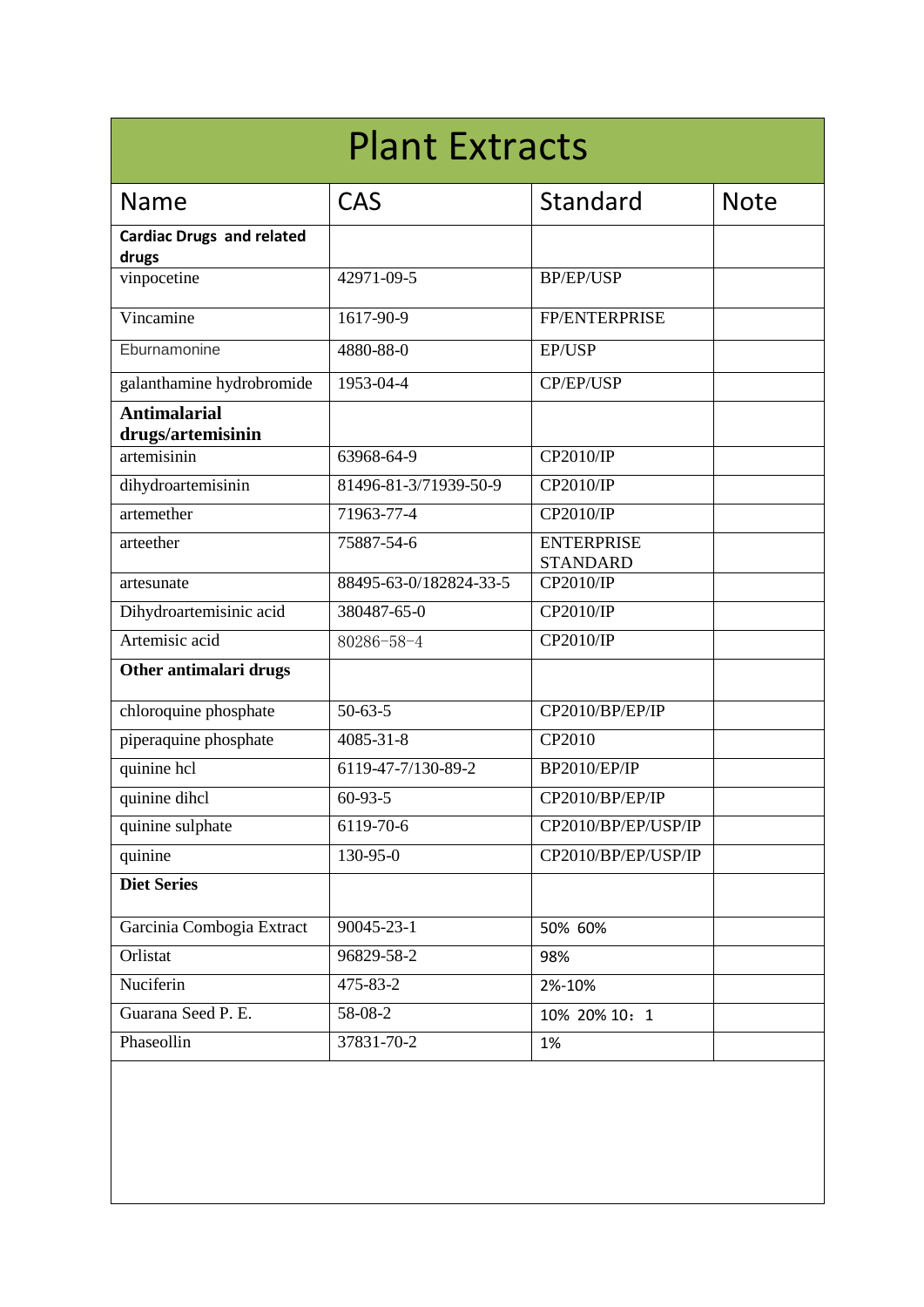# Plant Extracts

| Name | CAS | Standard | Note |
|---|---|---|---|
| **Cardiac Drugs and related drugs** | | | |
| vinpocetine | 42971-09-5 | BP/EP/USP | |
| Vincamine | 1617-90-9 | FP/ENTERPRISE | |
| Eburnamonine | 4880-88-0 | EP/USP | |
| galanthamine hydrobromide | 1953-04-4 | CP/EP/USP | |
| **Antimalarial drugs/artemisinin** | | | |
| artemisinin | 63968-64-9 | CP2010/IP | |
| dihydroartemisinin | 81496-81-3/71939-50-9 | CP2010/IP | |
| artemether | 71963-77-4 | CP2010/IP | |
| arteether | 75887-54-6 | ENTERPRISE STANDARD | |
| artesunate | 88495-63-0/182824-33-5 | CP2010/IP | |
| Dihydroartemisinic acid | 380487-65-0 | CP2010/IP | |
| Artemisic acid | 80286-58-4 | CP2010/IP | |
| **Other antimalari drugs** | | | |
| chloroquine phosphate | 50-63-5 | CP2010/BP/EP/IP | |
| piperaquine phosphate | 4085-31-8 | CP2010 | |
| quinine hcl | 6119-47-7/130-89-2 | BP2010/EP/IP | |
| quinine dihcl | 60-93-5 | CP2010/BP/EP/IP | |
| quinine sulphate | 6119-70-6 | CP2010/BP/EP/USP/IP | |
| quinine | 130-95-0 | CP2010/BP/EP/USP/IP | |
| **Diet Series** | | | |
| Garcinia Combogia Extract | 90045-23-1 | 50% 60% | |
| Orlistat | 96829-58-2 | 98% | |
| Nuciferin | 475-83-2 | 2%-10% | |
| Guarana Seed P. E. | 58-08-2 | 10% 20% 10：1 | |
| Phaseollin | 37831-70-2 | 1% | |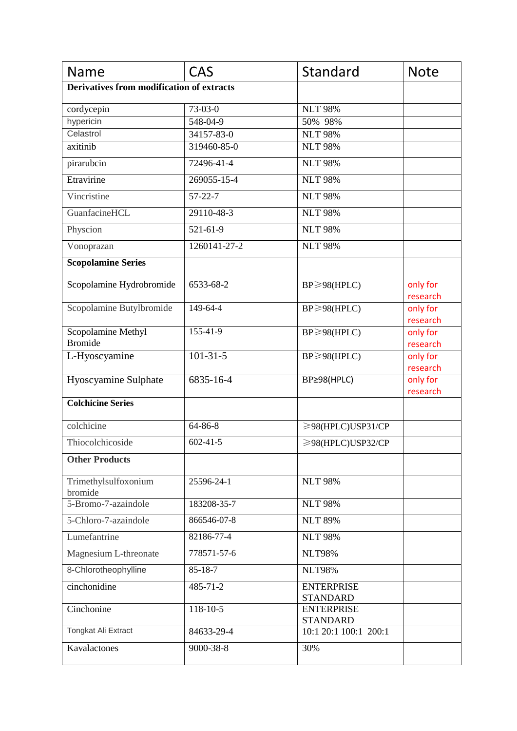| Name | CAS | Standard | Note |
|---|---|---|---|
| **Derivatives from modification of extracts** | | | |
| cordycepin | 73-03-0 | NLT 98% | |
| hypericin | 548-04-9 | 50% 98% | |
| Celastrol | 34157-83-0 | NLT 98% | |
| axitinib | 319460-85-0 | NLT 98% | |
| pirarubcin | 72496-41-4 | NLT 98% | |
| Etravirine | 269055-15-4 | NLT 98% | |
| Vincristine | 57-22-7 | NLT 98% | |
| GuanfacineHCL | 29110-48-3 | NLT 98% | |
| Physcion | 521-61-9 | NLT 98% | |
| Vonoprazan | 1260141-27-2 | NLT 98% | |
| **Scopolamine Series** | | | |
| Scopolamine Hydrobromide | 6533-68-2 | BP⩾98(HPLC) | only for research |
| Scopolamine Butylbromide | 149-64-4 | BP⩾98(HPLC) | only for research |
| Scopolamine Methyl Bromide | 155-41-9 | BP⩾98(HPLC) | only for research |
| L-Hyoscyamine | 101-31-5 | BP⩾98(HPLC) | only for research |
| Hyoscyamine Sulphate | 6835-16-4 | BP≥98(HPLC) | only for research |
| **Colchicine Series** | | | |
| colchicine | 64-86-8 | ⩾98(HPLC)USP31/CP | |
| Thiocolchicoside | 602-41-5 | ⩾98(HPLC)USP32/CP | |
| **Other Products** | | | |
| Trimethylsulfoxonium bromide | 25596-24-1 | NLT 98% | |
| 5-Bromo-7-azaindole | 183208-35-7 | NLT 98% | |
| 5-Chloro-7-azaindole | 866546-07-8 | NLT 89% | |
| Lumefantrine | 82186-77-4 | NLT 98% | |
| Magnesium L-threonate | 778571-57-6 | NLT98% | |
| 8-Chlorotheophylline | 85-18-7 | NLT98% | |
| cinchonidine | 485-71-2 | ENTERPRISE STANDARD | |
| Cinchonine | 118-10-5 | ENTERPRISE STANDARD | |
| Tongkat Ali Extract | 84633-29-4 | 10:1 20:1 100:1 200:1 | |
| Kavalactones | 9000-38-8 | 30% | |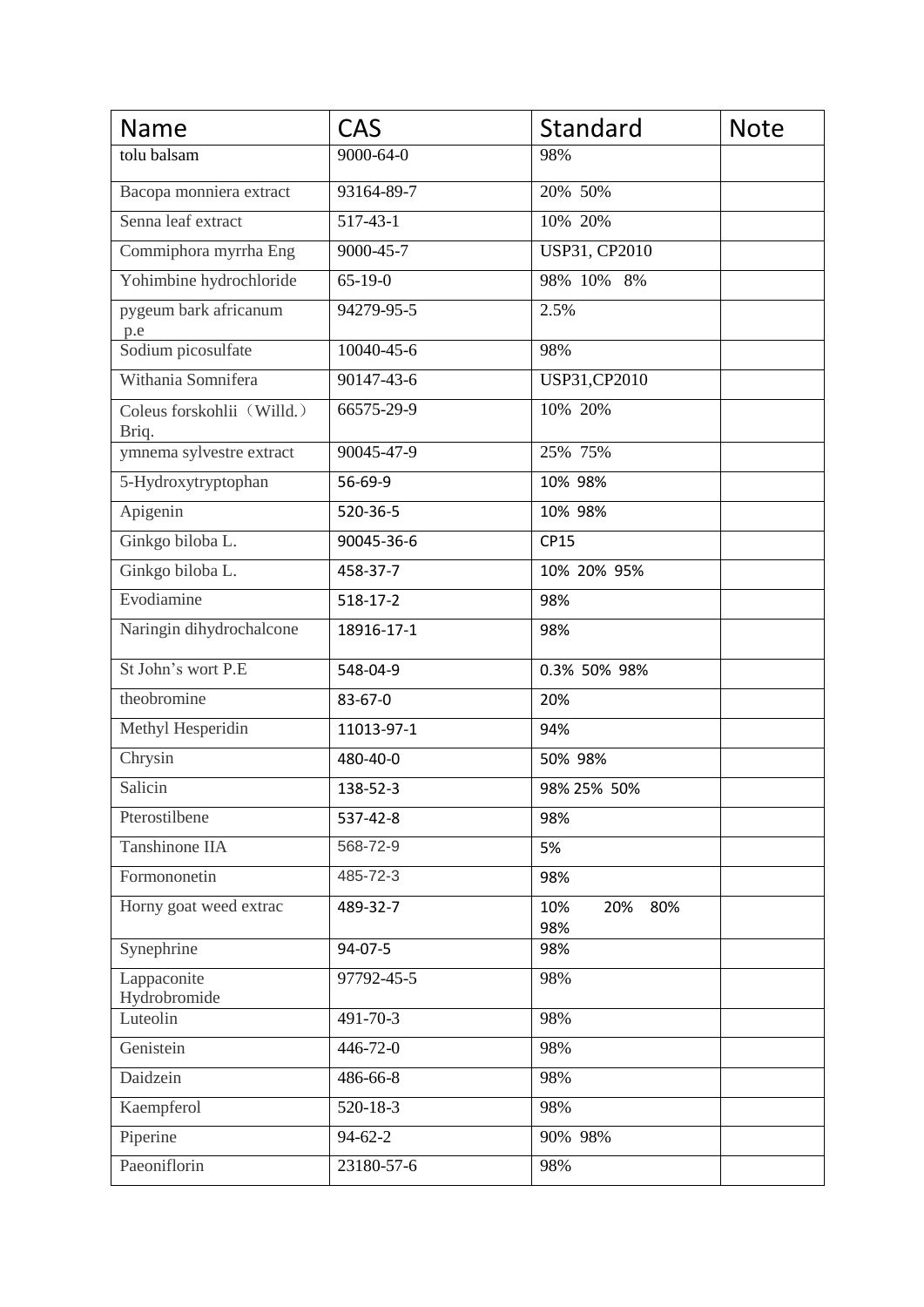| Name | CAS | Standard | Note |
|---|---|---|---|
| tolu balsam | 9000-64-0 | 98% | |
| Bacopa monniera extract | 93164-89-7 | 20% 50% | |
| Senna leaf extract | 517-43-1 | 10% 20% | |
| Commiphora myrrha Eng | 9000-45-7 | USP31, CP2010 | |
| Yohimbine hydrochloride | 65-19-0 | 98% 10% 8% | |
| pygeum bark africanum p.e | 94279-95-5 | 2.5% | |
| Sodium picosulfate | 10040-45-6 | 98% | |
| Withania Somnifera | 90147-43-6 | USP31,CP2010 | |
| Coleus forskohlii（Willd.）Briq. | 66575-29-9 | 10% 20% | |
| ymnema sylvestre extract | 90045-47-9 | 25% 75% | |
| 5-Hydroxytryptophan | 56-69-9 | 10% 98% | |
| Apigenin | 520-36-5 | 10% 98% | |
| Ginkgo biloba L. | 90045-36-6 | CP15 | |
| Ginkgo biloba L. | 458-37-7 | 10% 20% 95% | |
| Evodiamine | 518-17-2 | 98% | |
| Naringin dihydrochalcone | 18916-17-1 | 98% | |
| St John's wort P.E | 548-04-9 | 0.3% 50% 98% | |
| theobromine | 83-67-0 | 20% | |
| Methyl Hesperidin | 11013-97-1 | 94% | |
| Chrysin | 480-40-0 | 50% 98% | |
| Salicin | 138-52-3 | 98% 25% 50% | |
| Pterostilbene | 537-42-8 | 98% | |
| Tanshinone IIA | 568-72-9 | 5% | |
| Formononetin | 485-72-3 | 98% | |
| Horny goat weed extrac | 489-32-7 | 10% 20% 80% 98% | |
| Synephrine | 94-07-5 | 98% | |
| Lappaconite Hydrobromide | 97792-45-5 | 98% | |
| Luteolin | 491-70-3 | 98% | |
| Genistein | 446-72-0 | 98% | |
| Daidzein | 486-66-8 | 98% | |
| Kaempferol | 520-18-3 | 98% | |
| Piperine | 94-62-2 | 90% 98% | |
| Paeoniflorin | 23180-57-6 | 98% | |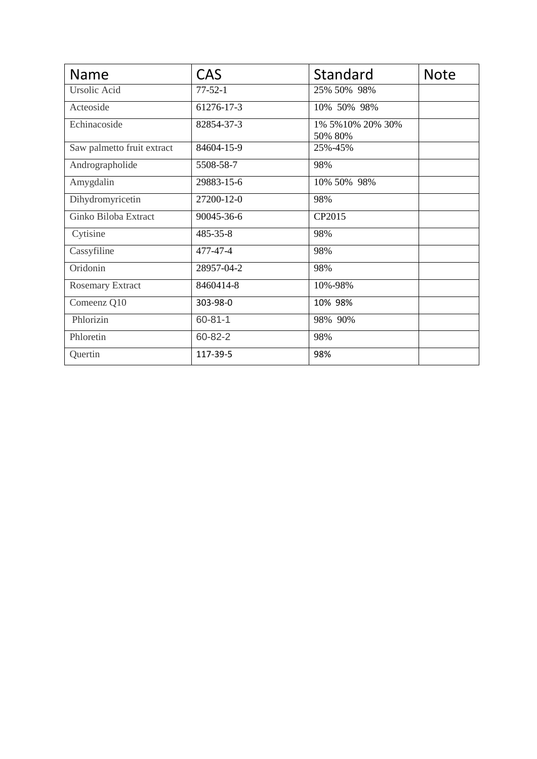| Name | CAS | Standard | Note |
|---|---|---|---|
| Ursolic Acid | 77-52-1 | 25% 50% 98% | |
| Acteoside | 61276-17-3 | 10% 50% 98% | |
| Echinacoside | 82854-37-3 | 1% 5%10% 20% 30% 50% 80% | |
| Saw palmetto fruit extract | 84604-15-9 | 25%-45% | |
| Andrographolide | 5508-58-7 | 98% | |
| Amygdalin | 29883-15-6 | 10% 50% 98% | |
| Dihydromyricetin | 27200-12-0 | 98% | |
| Ginko Biloba Extract | 90045-36-6 | CP2015 | |
| Cytisine | 485-35-8 | 98% | |
| Cassyfiline | 477-47-4 | 98% | |
| Oridonin | 28957-04-2 | 98% | |
| Rosemary Extract | 8460414-8 | 10%-98% | |
| Comeenz Q10 | 303-98-0 | 10% 98% | |
| Phlorizin | 60-81-1 | 98% 90% | |
| Phloretin | 60-82-2 | 98% | |
| Quertin | 117-39-5 | 98% | |